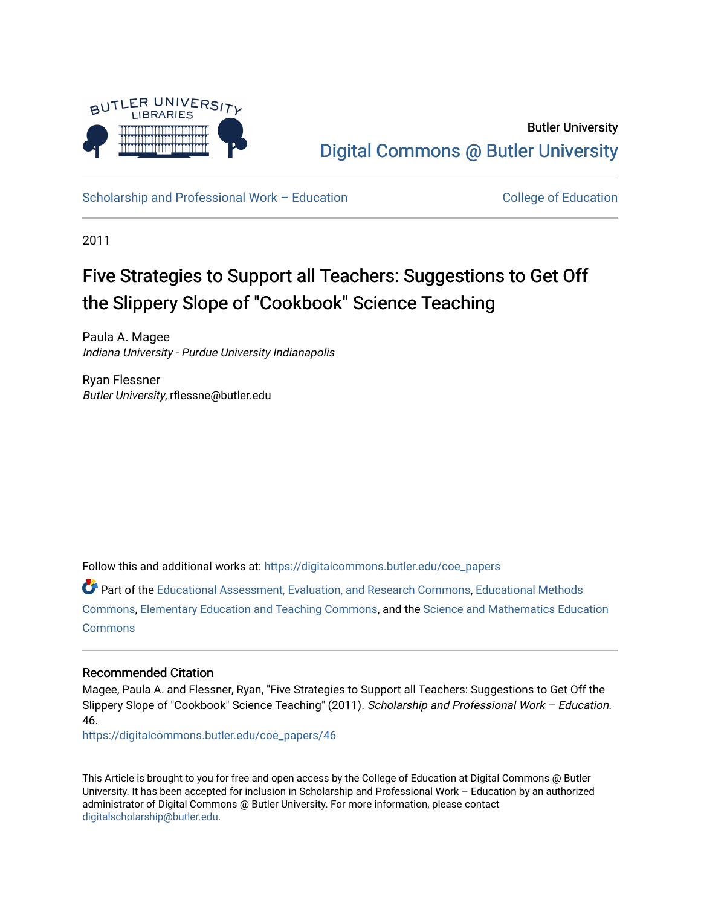Butler University

Digital Commons @ Butler University

Scholarship and Professional Work – Education

College of Education

2011

# Five Strategies to Support all Teachers: Suggestions to Get Off the Slippery Slope of "Cookbook" Science Teaching

Paula A. Magee
*Indiana University - Purdue University Indianapolis*

Ryan Flessner
*Butler University*, rflessne@butler.edu

Follow this and additional works at: https://digitalcommons.butler.edu/coe_papers

Part of the Educational Assessment, Evaluation, and Research Commons, Educational Methods Commons, Elementary Education and Teaching Commons, and the Science and Mathematics Education Commons

## Recommended Citation

Magee, Paula A. and Flessner, Ryan, "Five Strategies to Support all Teachers: Suggestions to Get Off the Slippery Slope of "Cookbook" Science Teaching" (2011). *Scholarship and Professional Work – Education*. 46.
https://digitalcommons.butler.edu/coe_papers/46

This Article is brought to you for free and open access by the College of Education at Digital Commons @ Butler University. It has been accepted for inclusion in Scholarship and Professional Work – Education by an authorized administrator of Digital Commons @ Butler University. For more information, please contact digitalscholarship@butler.edu.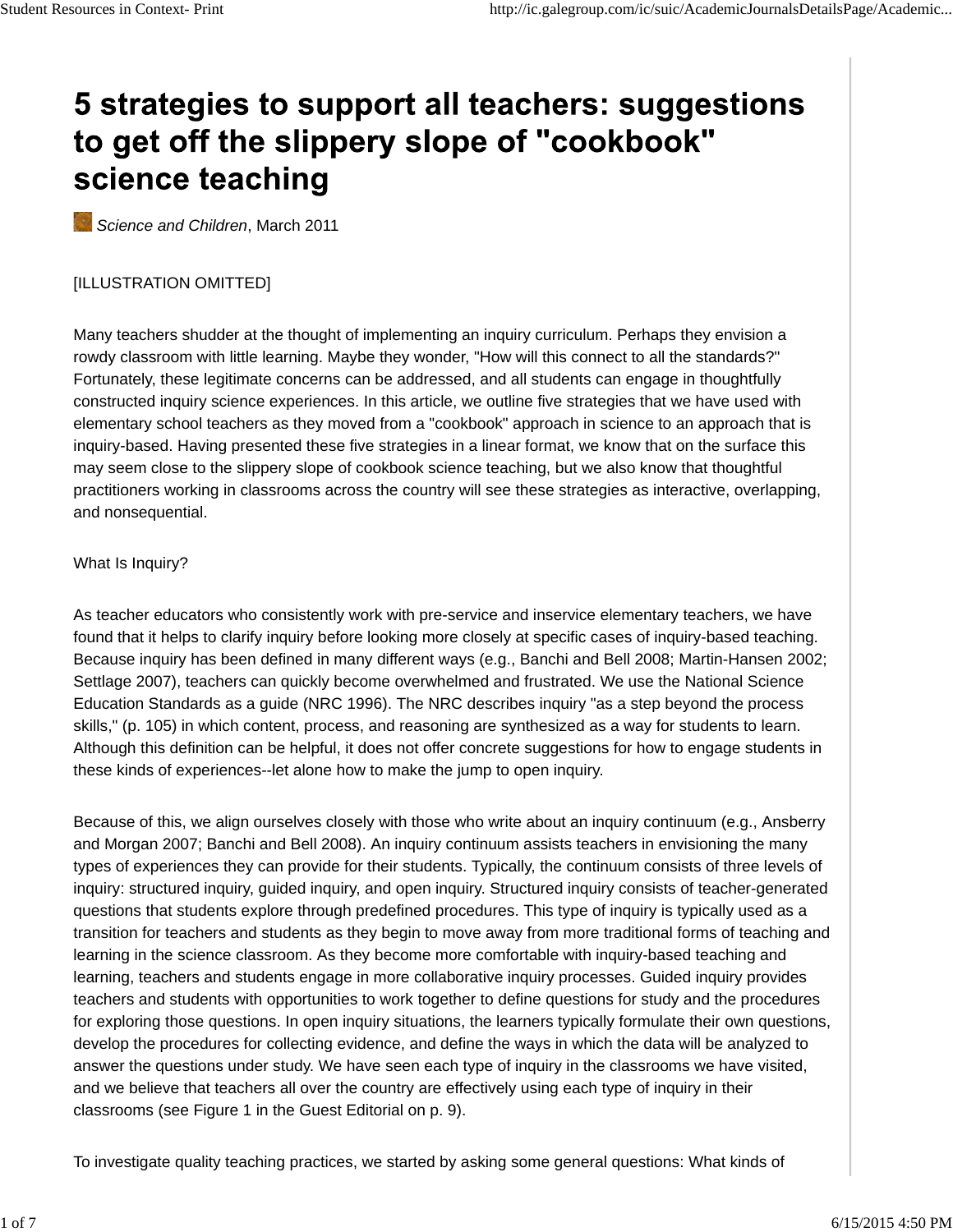# 5 strategies to support all teachers: suggestions to get off the slippery slope of "cookbook" science teaching

*Science and Children*, March 2011

[ILLUSTRATION OMITTED]

Many teachers shudder at the thought of implementing an inquiry curriculum. Perhaps they envision a rowdy classroom with little learning. Maybe they wonder, "How will this connect to all the standards?" Fortunately, these legitimate concerns can be addressed, and all students can engage in thoughtfully constructed inquiry science experiences. In this article, we outline five strategies that we have used with elementary school teachers as they moved from a "cookbook" approach in science to an approach that is inquiry-based. Having presented these five strategies in a linear format, we know that on the surface this may seem close to the slippery slope of cookbook science teaching, but we also know that thoughtful practitioners working in classrooms across the country will see these strategies as interactive, overlapping, and nonsequential.

What Is Inquiry?

As teacher educators who consistently work with pre-service and inservice elementary teachers, we have found that it helps to clarify inquiry before looking more closely at specific cases of inquiry-based teaching. Because inquiry has been defined in many different ways (e.g., Banchi and Bell 2008; Martin-Hansen 2002; Settlage 2007), teachers can quickly become overwhelmed and frustrated. We use the National Science Education Standards as a guide (NRC 1996). The NRC describes inquiry "as a step beyond the process skills," (p. 105) in which content, process, and reasoning are synthesized as a way for students to learn. Although this definition can be helpful, it does not offer concrete suggestions for how to engage students in these kinds of experiences--let alone how to make the jump to open inquiry.

Because of this, we align ourselves closely with those who write about an inquiry continuum (e.g., Ansberry and Morgan 2007; Banchi and Bell 2008). An inquiry continuum assists teachers in envisioning the many types of experiences they can provide for their students. Typically, the continuum consists of three levels of inquiry: structured inquiry, guided inquiry, and open inquiry. Structured inquiry consists of teacher-generated questions that students explore through predefined procedures. This type of inquiry is typically used as a transition for teachers and students as they begin to move away from more traditional forms of teaching and learning in the science classroom. As they become more comfortable with inquiry-based teaching and learning, teachers and students engage in more collaborative inquiry processes. Guided inquiry provides teachers and students with opportunities to work together to define questions for study and the procedures for exploring those questions. In open inquiry situations, the learners typically formulate their own questions, develop the procedures for collecting evidence, and define the ways in which the data will be analyzed to answer the questions under study. We have seen each type of inquiry in the classrooms we have visited, and we believe that teachers all over the country are effectively using each type of inquiry in their classrooms (see Figure 1 in the Guest Editorial on p. 9).

To investigate quality teaching practices, we started by asking some general questions: What kinds of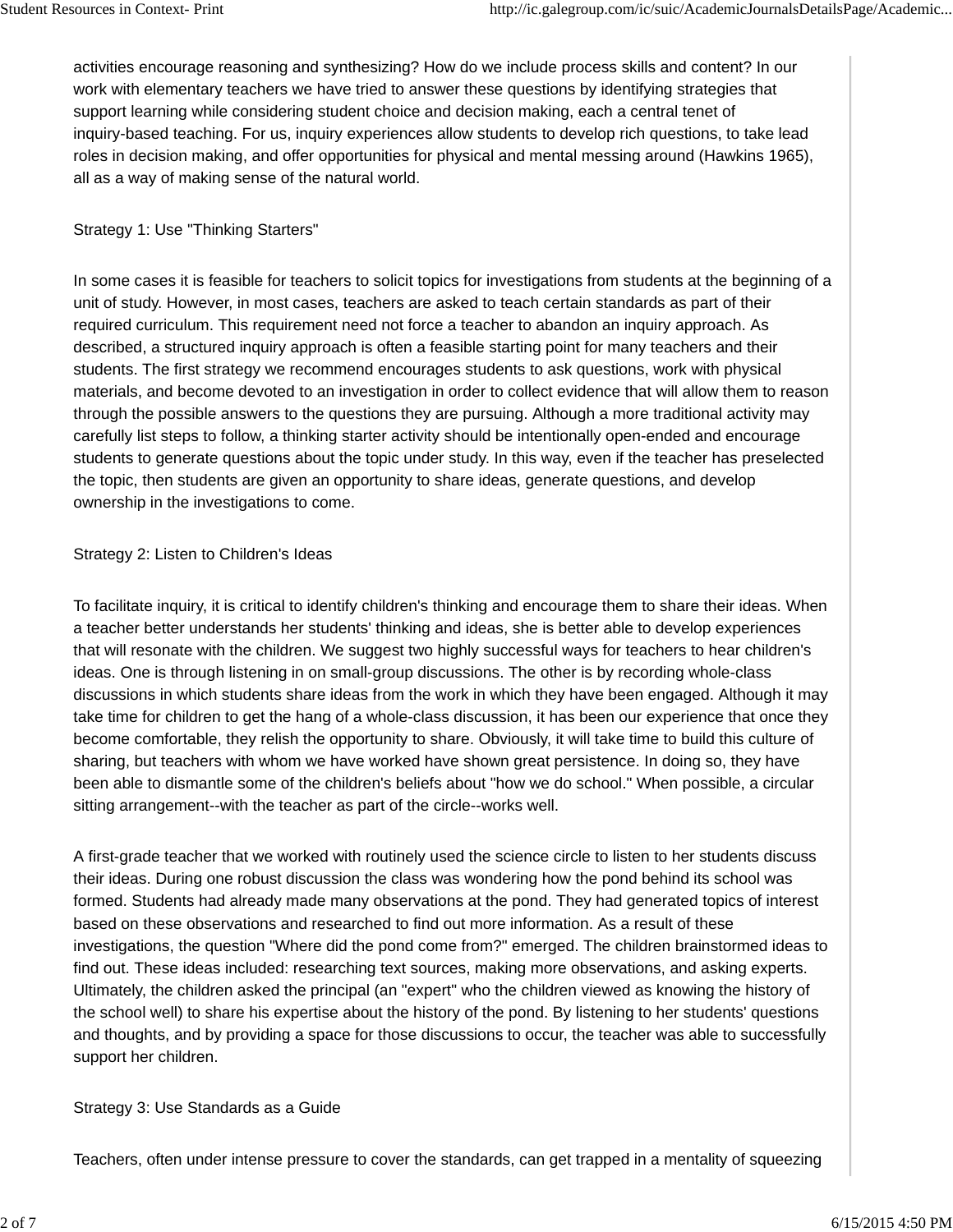activities encourage reasoning and synthesizing? How do we include process skills and content? In our work with elementary teachers we have tried to answer these questions by identifying strategies that support learning while considering student choice and decision making, each a central tenet of inquiry-based teaching. For us, inquiry experiences allow students to develop rich questions, to take lead roles in decision making, and offer opportunities for physical and mental messing around (Hawkins 1965), all as a way of making sense of the natural world.

Strategy 1: Use "Thinking Starters"

In some cases it is feasible for teachers to solicit topics for investigations from students at the beginning of a unit of study. However, in most cases, teachers are asked to teach certain standards as part of their required curriculum. This requirement need not force a teacher to abandon an inquiry approach. As described, a structured inquiry approach is often a feasible starting point for many teachers and their students. The first strategy we recommend encourages students to ask questions, work with physical materials, and become devoted to an investigation in order to collect evidence that will allow them to reason through the possible answers to the questions they are pursuing. Although a more traditional activity may carefully list steps to follow, a thinking starter activity should be intentionally open-ended and encourage students to generate questions about the topic under study. In this way, even if the teacher has preselected the topic, then students are given an opportunity to share ideas, generate questions, and develop ownership in the investigations to come.

Strategy 2: Listen to Children's Ideas

To facilitate inquiry, it is critical to identify children's thinking and encourage them to share their ideas. When a teacher better understands her students' thinking and ideas, she is better able to develop experiences that will resonate with the children. We suggest two highly successful ways for teachers to hear children's ideas. One is through listening in on small-group discussions. The other is by recording whole-class discussions in which students share ideas from the work in which they have been engaged. Although it may take time for children to get the hang of a whole-class discussion, it has been our experience that once they become comfortable, they relish the opportunity to share. Obviously, it will take time to build this culture of sharing, but teachers with whom we have worked have shown great persistence. In doing so, they have been able to dismantle some of the children's beliefs about "how we do school." When possible, a circular sitting arrangement--with the teacher as part of the circle--works well.

A first-grade teacher that we worked with routinely used the science circle to listen to her students discuss their ideas. During one robust discussion the class was wondering how the pond behind its school was formed. Students had already made many observations at the pond. They had generated topics of interest based on these observations and researched to find out more information. As a result of these investigations, the question "Where did the pond come from?" emerged. The children brainstormed ideas to find out. These ideas included: researching text sources, making more observations, and asking experts. Ultimately, the children asked the principal (an "expert" who the children viewed as knowing the history of the school well) to share his expertise about the history of the pond. By listening to her students' questions and thoughts, and by providing a space for those discussions to occur, the teacher was able to successfully support her children.

Strategy 3: Use Standards as a Guide

Teachers, often under intense pressure to cover the standards, can get trapped in a mentality of squeezing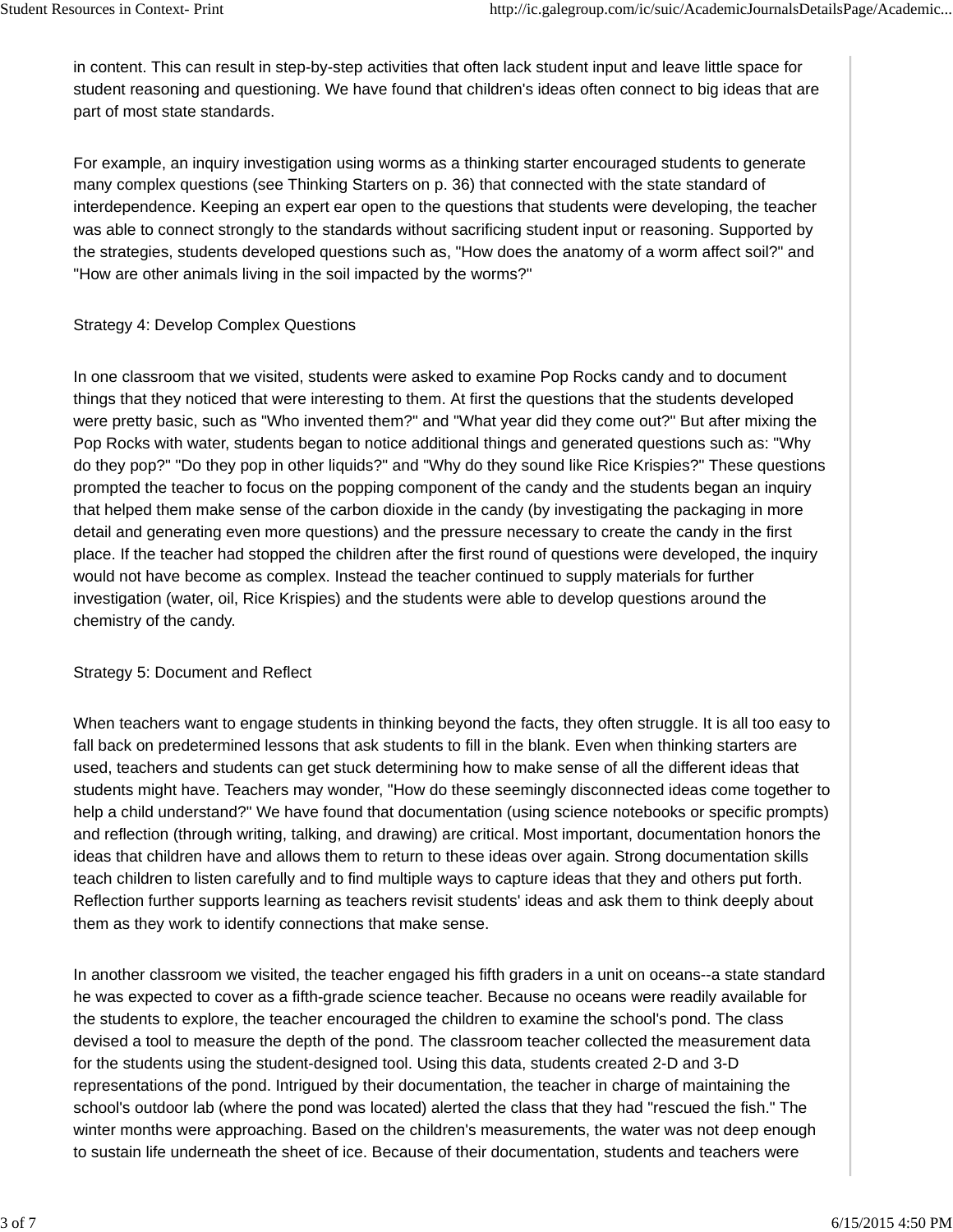in content. This can result in step-by-step activities that often lack student input and leave little space for student reasoning and questioning. We have found that children's ideas often connect to big ideas that are part of most state standards.

For example, an inquiry investigation using worms as a thinking starter encouraged students to generate many complex questions (see Thinking Starters on p. 36) that connected with the state standard of interdependence. Keeping an expert ear open to the questions that students were developing, the teacher was able to connect strongly to the standards without sacrificing student input or reasoning. Supported by the strategies, students developed questions such as, "How does the anatomy of a worm affect soil?" and "How are other animals living in the soil impacted by the worms?"

### Strategy 4: Develop Complex Questions

In one classroom that we visited, students were asked to examine Pop Rocks candy and to document things that they noticed that were interesting to them. At first the questions that the students developed were pretty basic, such as "Who invented them?" and "What year did they come out?" But after mixing the Pop Rocks with water, students began to notice additional things and generated questions such as: "Why do they pop?" "Do they pop in other liquids?" and "Why do they sound like Rice Krispies?" These questions prompted the teacher to focus on the popping component of the candy and the students began an inquiry that helped them make sense of the carbon dioxide in the candy (by investigating the packaging in more detail and generating even more questions) and the pressure necessary to create the candy in the first place. If the teacher had stopped the children after the first round of questions were developed, the inquiry would not have become as complex. Instead the teacher continued to supply materials for further investigation (water, oil, Rice Krispies) and the students were able to develop questions around the chemistry of the candy.

### Strategy 5: Document and Reflect

When teachers want to engage students in thinking beyond the facts, they often struggle. It is all too easy to fall back on predetermined lessons that ask students to fill in the blank. Even when thinking starters are used, teachers and students can get stuck determining how to make sense of all the different ideas that students might have. Teachers may wonder, "How do these seemingly disconnected ideas come together to help a child understand?" We have found that documentation (using science notebooks or specific prompts) and reflection (through writing, talking, and drawing) are critical. Most important, documentation honors the ideas that children have and allows them to return to these ideas over again. Strong documentation skills teach children to listen carefully and to find multiple ways to capture ideas that they and others put forth. Reflection further supports learning as teachers revisit students' ideas and ask them to think deeply about them as they work to identify connections that make sense.

In another classroom we visited, the teacher engaged his fifth graders in a unit on oceans--a state standard he was expected to cover as a fifth-grade science teacher. Because no oceans were readily available for the students to explore, the teacher encouraged the children to examine the school's pond. The class devised a tool to measure the depth of the pond. The classroom teacher collected the measurement data for the students using the student-designed tool. Using this data, students created 2-D and 3-D representations of the pond. Intrigued by their documentation, the teacher in charge of maintaining the school's outdoor lab (where the pond was located) alerted the class that they had "rescued the fish." The winter months were approaching. Based on the children's measurements, the water was not deep enough to sustain life underneath the sheet of ice. Because of their documentation, students and teachers were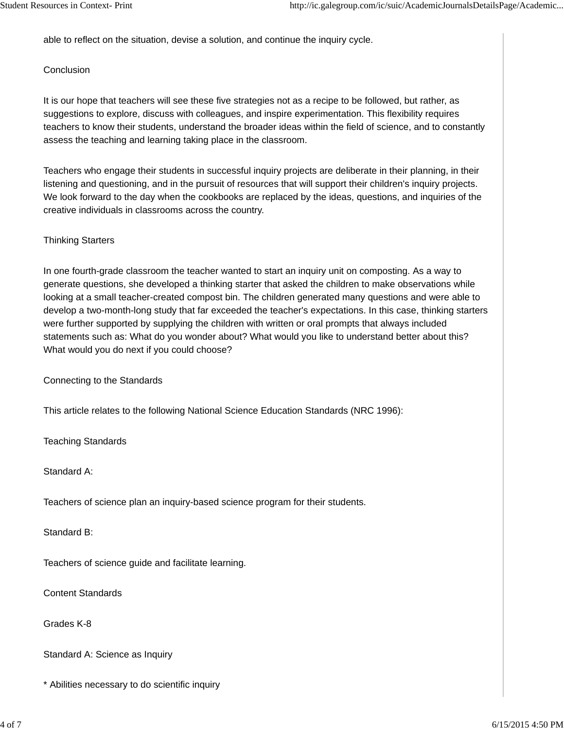able to reflect on the situation, devise a solution, and continue the inquiry cycle.

## Conclusion

It is our hope that teachers will see these five strategies not as a recipe to be followed, but rather, as suggestions to explore, discuss with colleagues, and inspire experimentation. This flexibility requires teachers to know their students, understand the broader ideas within the field of science, and to constantly assess the teaching and learning taking place in the classroom.

Teachers who engage their students in successful inquiry projects are deliberate in their planning, in their listening and questioning, and in the pursuit of resources that will support their children's inquiry projects. We look forward to the day when the cookbooks are replaced by the ideas, questions, and inquiries of the creative individuals in classrooms across the country.

## Thinking Starters

In one fourth-grade classroom the teacher wanted to start an inquiry unit on composting. As a way to generate questions, she developed a thinking starter that asked the children to make observations while looking at a small teacher-created compost bin. The children generated many questions and were able to develop a two-month-long study that far exceeded the teacher's expectations. In this case, thinking starters were further supported by supplying the children with written or oral prompts that always included statements such as: What do you wonder about? What would you like to understand better about this? What would you do next if you could choose?

## Connecting to the Standards

This article relates to the following National Science Education Standards (NRC 1996):

### Teaching Standards

Standard A:

Teachers of science plan an inquiry-based science program for their students.

Standard B:

Teachers of science guide and facilitate learning.

### Content Standards

Grades K-8

Standard A: Science as Inquiry

* Abilities necessary to do scientific inquiry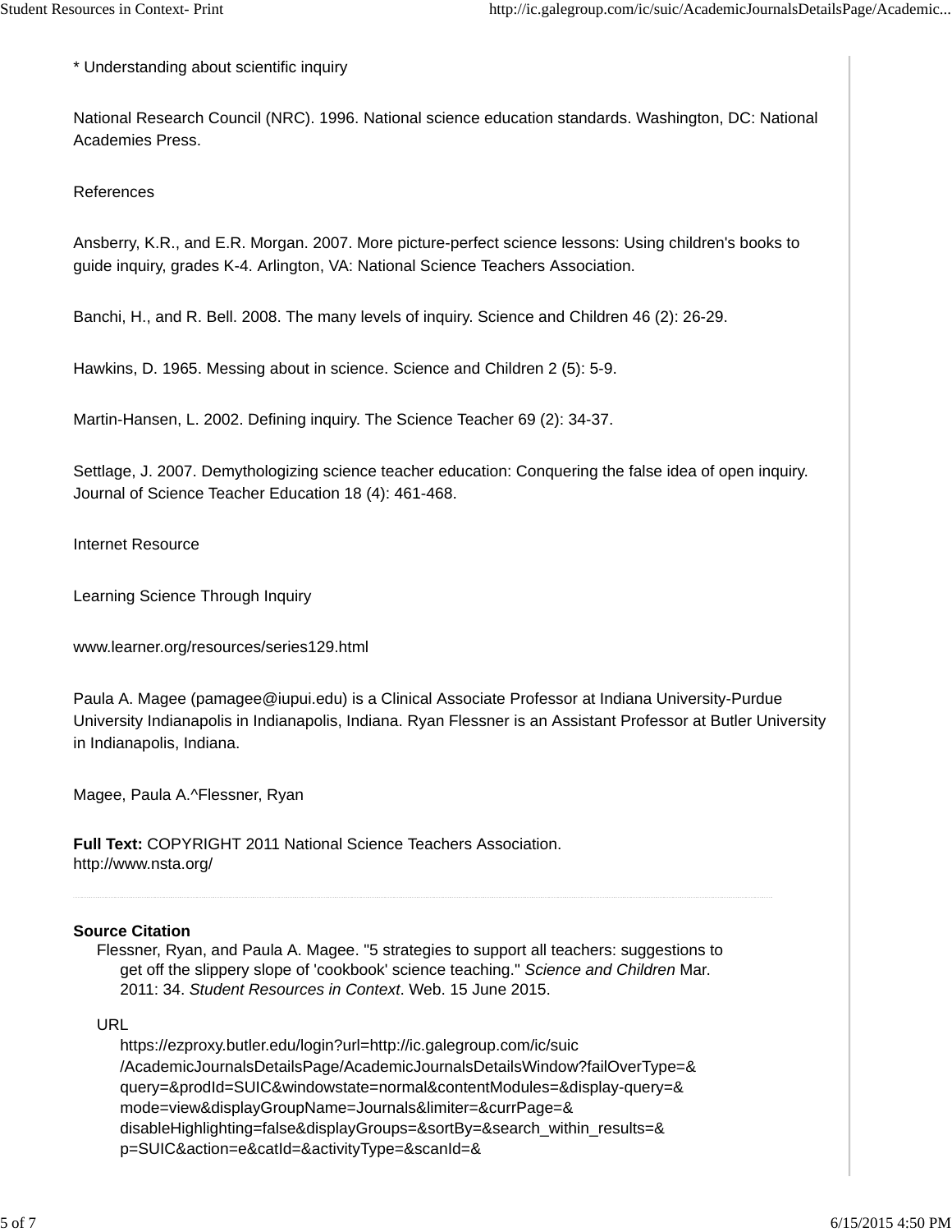* Understanding about scientific inquiry

National Research Council (NRC). 1996. National science education standards. Washington, DC: National Academies Press.

References

Ansberry, K.R., and E.R. Morgan. 2007. More picture-perfect science lessons: Using children's books to guide inquiry, grades K-4. Arlington, VA: National Science Teachers Association.

Banchi, H., and R. Bell. 2008. The many levels of inquiry. Science and Children 46 (2): 26-29.

Hawkins, D. 1965. Messing about in science. Science and Children 2 (5): 5-9.

Martin-Hansen, L. 2002. Defining inquiry. The Science Teacher 69 (2): 34-37.

Settlage, J. 2007. Demythologizing science teacher education: Conquering the false idea of open inquiry. Journal of Science Teacher Education 18 (4): 461-468.

Internet Resource

Learning Science Through Inquiry

www.learner.org/resources/series129.html

Paula A. Magee (pamagee@iupui.edu) is a Clinical Associate Professor at Indiana University-Purdue University Indianapolis in Indianapolis, Indiana. Ryan Flessner is an Assistant Professor at Butler University in Indianapolis, Indiana.

Magee, Paula A.^Flessner, Ryan

**Full Text:** COPYRIGHT 2011 National Science Teachers Association.
http://www.nsta.org/

---

**Source Citation**

Flessner, Ryan, and Paula A. Magee. "5 strategies to support all teachers: suggestions to get off the slippery slope of 'cookbook' science teaching." *Science and Children* Mar. 2011: 34. *Student Resources in Context*. Web. 15 June 2015.

URL

https://ezproxy.butler.edu/login?url=http://ic.galegroup.com/ic/suic/AcademicJournalsDetailsPage/AcademicJournalsDetailsWindow?failOverType=&query=&prodId=SUIC&windowstate=normal&contentModules=&display-query=&mode=view&displayGroupName=Journals&limiter=&currPage=&disableHighlighting=false&displayGroups=&sortBy=&search_within_results=&p=SUIC&action=e&catId=&activityType=&scanId=&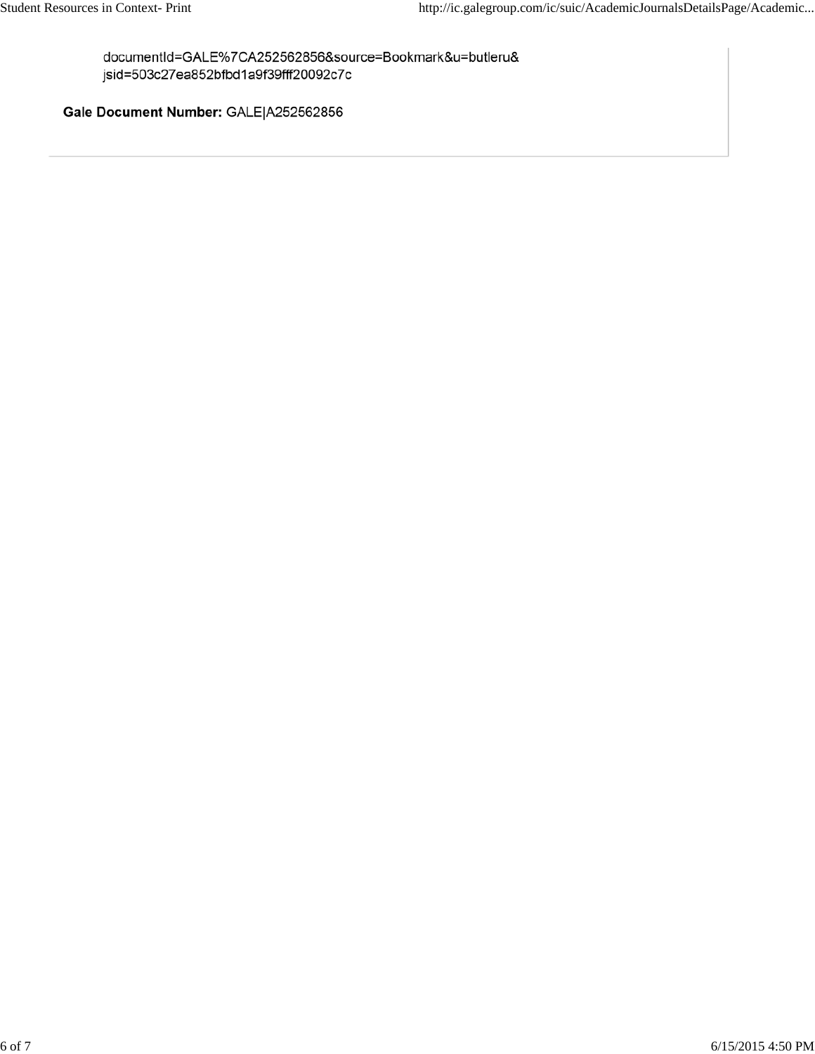documentId=GALE%7CA252562856&source=Bookmark&u=butleru&jsid=503c27ea852bfbd1a9f39fff20092c7c

**Gale Document Number:** GALE|A252562856